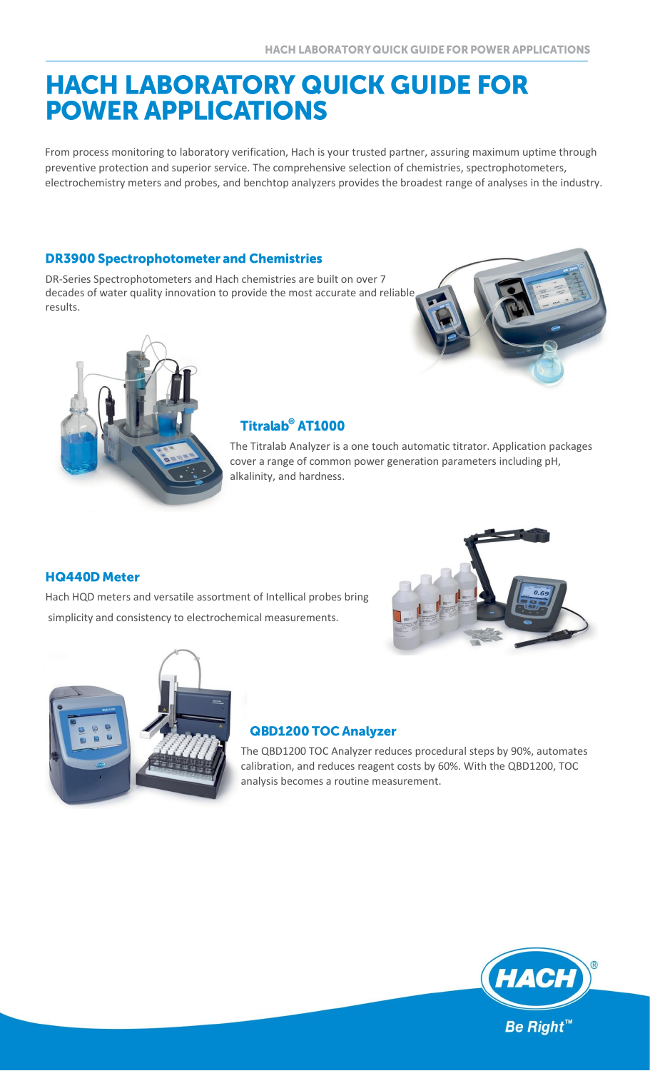# HACH LABORATORY QUICK GUIDE FOR POWER APPLICATIONS

From process monitoring to laboratory verification, Hach is your trusted partner, assuring maximum uptime through preventive protection and superior service. The comprehensive selection of chemistries, spectrophotometers, electrochemistry meters and probes, and benchtop analyzers provides the broadest range of analyses in the industry.

## DR3900 Spectrophotometer and Chemistries

DR-Series Spectrophotometers and Hach chemistries are built on over 7 decades of water quality innovation to provide the most accurate and reliable results.

## Titralab® AT1000

The Titralab Analyzer is a one touch automatic titrator. Application packages cover a range of common power generation parameters including pH, alkalinity, and hardness.

## HQ440D Meter

Hach HQD meters and versatile assortment of Intellical probes bring simplicity and consistency to electrochemical measurements.

## QBD1200 TOC Analyzer

The QBD1200 TOC Analyzer reduces procedural steps by 90%, automates calibration, and reduces reagent costs by 60%. With the QBD1200, TOC analysis becomes a routine measurement.

HACH®

Be Right™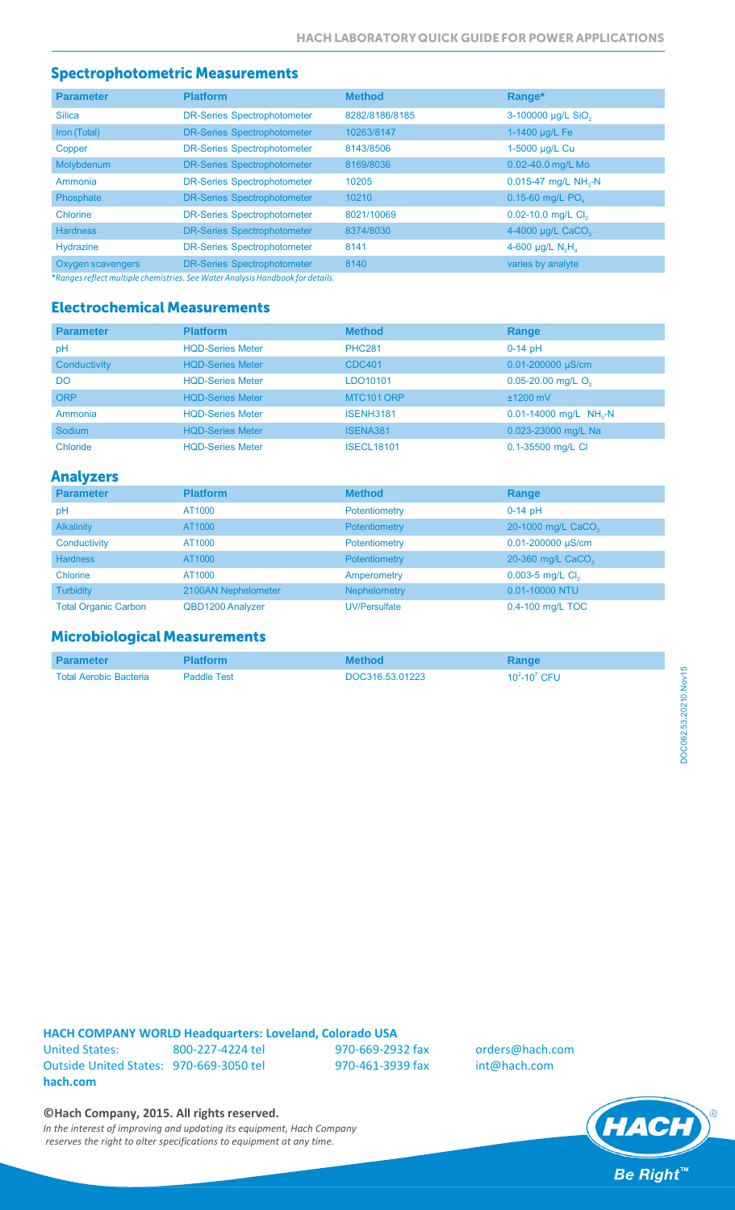## Spectrophotometric Measurements

| Parameter | Platform | Method | Range* |
| --- | --- | --- | --- |
| Silica | DR-Series Spectrophotometer | 8282/8186/8185 | 3-100000 µg/L $SiO_2$ |
| Iron (Total) | DR-Series Spectrophotometer | 10263/8147 | 1-1400 µg/L Fe |
| Copper | DR-Series Spectrophotometer | 8143/8506 | 1-5000 µg/L Cu |
| Molybdenum | DR-Series Spectrophotometer | 8169/8036 | 0.02-40.0 mg/L Mo |
| Ammonia | DR-Series Spectrophotometer | 10205 | 0.015-47 mg/L $NH_3$-N |
| Phosphate | DR-Series Spectrophotometer | 10210 | 0.15-60 mg/L $PO_4$ |
| Chlorine | DR-Series Spectrophotometer | 8021/10069 | 0.02-10.0 mg/L $Cl_2$ |
| Hardness | DR-Series Spectrophotometer | 8374/8030 | 4-4000 µg/L $CaCO_3$ |
| Hydrazine | DR-Series Spectrophotometer | 8141 | 4-600 µg/L $N_2H_4$ |
| Oxygen scavengers | DR-Series Spectrophotometer | 8140 | varies by analyte |

*Ranges reflect multiple chemistries. See Water Analysis Handbook for details.*

## Electrochemical Measurements

| Parameter | Platform | Method | Range |
| --- | --- | --- | --- |
| pH | HQD-Series Meter | PHC281 | 0-14 pH |
| Conductivity | HQD-Series Meter | CDC401 | 0.01-200000 µS/cm |
| DO | HQD-Series Meter | LDO10101 | 0.05-20.00 mg/L $O_2$ |
| ORP | HQD-Series Meter | MTC101 ORP | ±1200 mV |
| Ammonia | HQD-Series Meter | ISENH3181 | 0.01-14000 mg/L $NH_3$-N |
| Sodium | HQD-Series Meter | ISENA381 | 0.023-23000 mg/L Na |
| Chloride | HQD-Series Meter | ISECL18101 | 0.1-35500 mg/L Cl |

## Analyzers

| Parameter | Platform | Method | Range |
| --- | --- | --- | --- |
| pH | AT1000 | Potentiometry | 0-14 pH |
| Alkalinity | AT1000 | Potentiometry | 20-1000 mg/L $CaCO_3$ |
| Conductivity | AT1000 | Potentiometry | 0.01-200000 µS/cm |
| Hardness | AT1000 | Potentiometry | 20-360 mg/L $CaCO_3$ |
| Chlorine | AT1000 | Amperometry | 0.003-5 mg/L $Cl_2$ |
| Turbidity | 2100AN Nephelometer | Nephelometry | 0.01-10000 NTU |
| Total Organic Carbon | QBD1200 Analyzer | UV/Persulfate | 0.4-100 mg/L TOC |

## Microbiological Measurements

| Parameter | Platform | Method | Range |
| --- | --- | --- | --- |
| Total Aerobic Bacteria | Paddle Test | DOC316.53.01223 | $10^2$-$10^7$ CFU |

DOC062.53.20210.Nov15

**HACH COMPANY WORLD Headquarters: Loveland, Colorado USA**

United States: 800-227-4224 tel 970-669-2932 fax orders@hach.com
Outside United States: 970-669-3050 tel 970-461-3939 fax int@hach.com
**hach.com**

**©Hach Company, 2015. All rights reserved.**

*In the interest of improving and updating its equipment, Hach Company reserves the right to alter specifications to equipment at any time.*

HACH® Be Right™